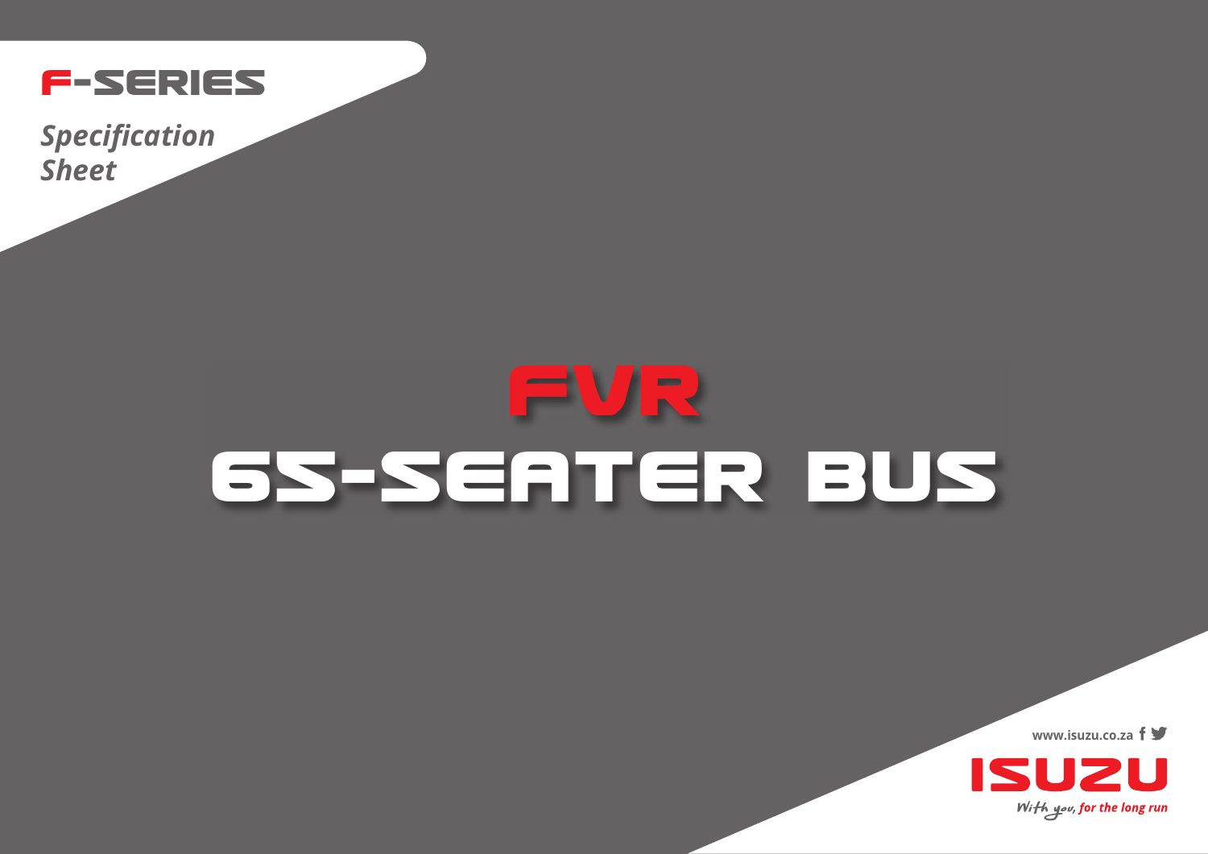# F-SERIES

*Specification Sheet*

# FVR
# 65-SEATER BUS

www.isuzu.co.za

ISUZU

*With you, for the long run*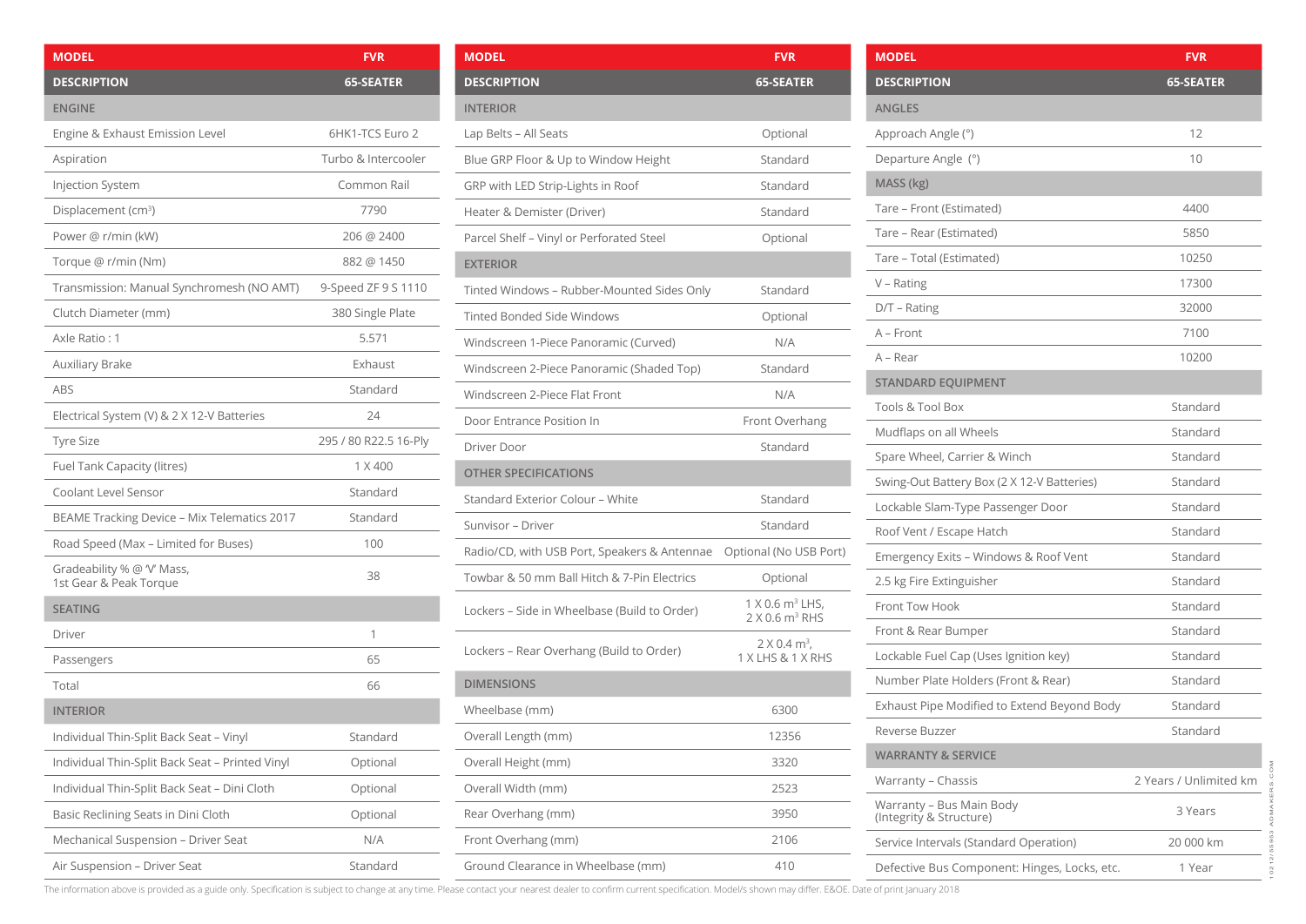| MODEL | FVR |
|---|---|
| **DESCRIPTION** | **65-SEATER** |
| **ENGINE** | |
| Engine & Exhaust Emission Level | 6HK1-TCS Euro 2 |
| Aspiration | Turbo & Intercooler |
| Injection System | Common Rail |
| Displacement (cm³) | 7790 |
| Power @ r/min (kW) | 206 @ 2400 |
| Torque @ r/min (Nm) | 882 @ 1450 |
| Transmission: Manual Synchromesh (NO AMT) | 9-Speed ZF 9 S 1110 |
| Clutch Diameter (mm) | 380 Single Plate |
| Axle Ratio : 1 | 5.571 |
| Auxiliary Brake | Exhaust |
| ABS | Standard |
| Electrical System (V) & 2 X 12-V Batteries | 24 |
| Tyre Size | 295 / 80 R22.5 16-Ply |
| Fuel Tank Capacity (litres) | 1 X 400 |
| Coolant Level Sensor | Standard |
| BEAME Tracking Device – Mix Telematics 2017 | Standard |
| Road Speed (Max – Limited for Buses) | 100 |
| Gradeability % @ 'V' Mass, 1st Gear & Peak Torque | 38 |
| **SEATING** | |
| Driver | 1 |
| Passengers | 65 |
| Total | 66 |
| **INTERIOR** | |
| Individual Thin-Split Back Seat – Vinyl | Standard |
| Individual Thin-Split Back Seat – Printed Vinyl | Optional |
| Individual Thin-Split Back Seat – Dini Cloth | Optional |
| Basic Reclining Seats in Dini Cloth | Optional |
| Mechanical Suspension – Driver Seat | N/A |
| Air Suspension – Driver Seat | Standard |

| MODEL | FVR |
|---|---|
| **DESCRIPTION** | **65-SEATER** |
| **INTERIOR** | |
| Lap Belts – All Seats | Optional |
| Blue GRP Floor & Up to Window Height | Standard |
| GRP with LED Strip-Lights in Roof | Standard |
| Heater & Demister (Driver) | Standard |
| Parcel Shelf – Vinyl or Perforated Steel | Optional |
| **EXTERIOR** | |
| Tinted Windows – Rubber-Mounted Sides Only | Standard |
| Tinted Bonded Side Windows | Optional |
| Windscreen 1-Piece Panoramic (Curved) | N/A |
| Windscreen 2-Piece Panoramic (Shaded Top) | Standard |
| Windscreen 2-Piece Flat Front | N/A |
| Door Entrance Position In | Front Overhang |
| Driver Door | Standard |
| **OTHER SPECIFICATIONS** | |
| Standard Exterior Colour – White | Standard |
| Sunvisor – Driver | Standard |
| Radio/CD, with USB Port, Speakers & Antennae | Optional (No USB Port) |
| Towbar & 50 mm Ball Hitch & 7-Pin Electrics | Optional |
| Lockers – Side in Wheelbase (Build to Order) | 1 X 0.6 m³ LHS, 2 X 0.6 m³ RHS |
| Lockers – Rear Overhang (Build to Order) | 2 X 0.4 m³, 1 X LHS & 1 X RHS |
| **DIMENSIONS** | |
| Wheelbase (mm) | 6300 |
| Overall Length (mm) | 12356 |
| Overall Height (mm) | 3320 |
| Overall Width (mm) | 2523 |
| Rear Overhang (mm) | 3950 |
| Front Overhang (mm) | 2106 |
| Ground Clearance in Wheelbase (mm) | 410 |

| MODEL | FVR |
|---|---|
| **DESCRIPTION** | **65-SEATER** |
| **ANGLES** | |
| Approach Angle (°) | 12 |
| Departure Angle (°) | 10 |
| **MASS (kg)** | |
| Tare – Front (Estimated) | 4400 |
| Tare – Rear (Estimated) | 5850 |
| Tare – Total (Estimated) | 10250 |
| V – Rating | 17300 |
| D/T – Rating | 32000 |
| A – Front | 7100 |
| A – Rear | 10200 |
| **STANDARD EQUIPMENT** | |
| Tools & Tool Box | Standard |
| Mudflaps on all Wheels | Standard |
| Spare Wheel, Carrier & Winch | Standard |
| Swing-Out Battery Box (2 X 12-V Batteries) | Standard |
| Lockable Slam-Type Passenger Door | Standard |
| Roof Vent / Escape Hatch | Standard |
| Emergency Exits – Windows & Roof Vent | Standard |
| 2.5 kg Fire Extinguisher | Standard |
| Front Tow Hook | Standard |
| Front & Rear Bumper | Standard |
| Lockable Fuel Cap (Uses Ignition key) | Standard |
| Number Plate Holders (Front & Rear) | Standard |
| Exhaust Pipe Modified to Extend Beyond Body | Standard |
| Reverse Buzzer | Standard |
| **WARRANTY & SERVICE** | |
| Warranty – Chassis | 2 Years / Unlimited km |
| Warranty – Bus Main Body (Integrity & Structure) | 3 Years |
| Service Intervals (Standard Operation) | 20 000 km |
| Defective Bus Component: Hinges, Locks, etc. | 1 Year |

The information above is provided as a guide only. Specification is subject to change at any time. Please contact your nearest dealer to confirm current specification. Model/s shown may differ. E&OE. Date of print January 2018

10212/55953 ADMAKERS.COM